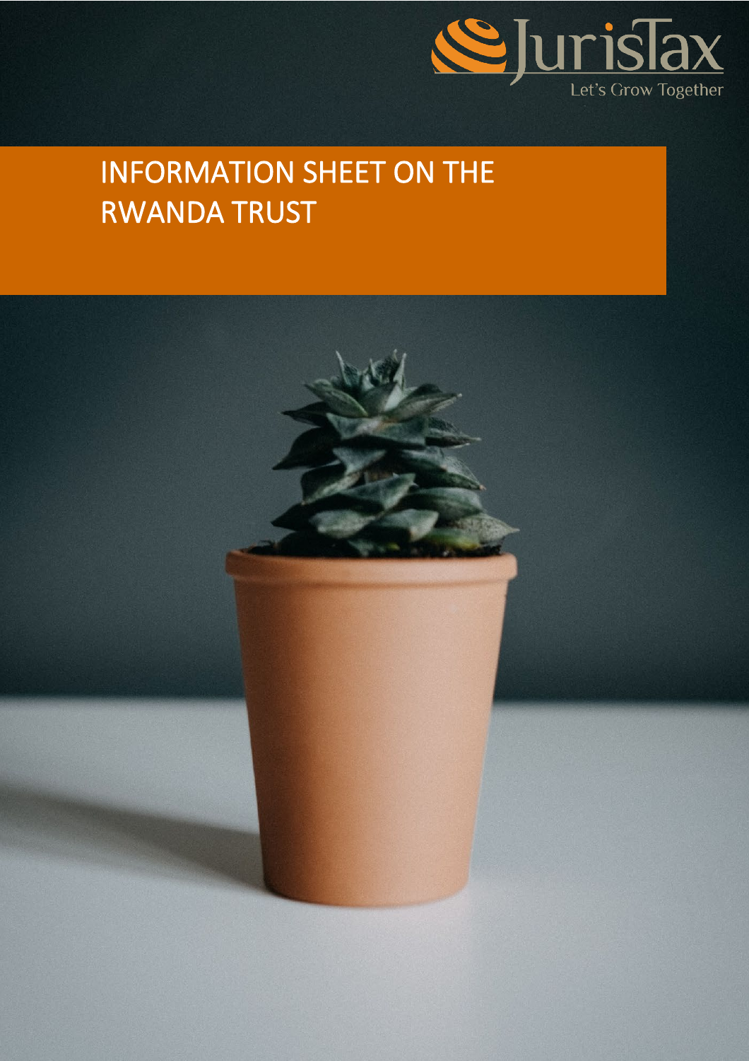JurisTax

Let's Grow Together

# INFORMATION SHEET ON THE RWANDA TRUST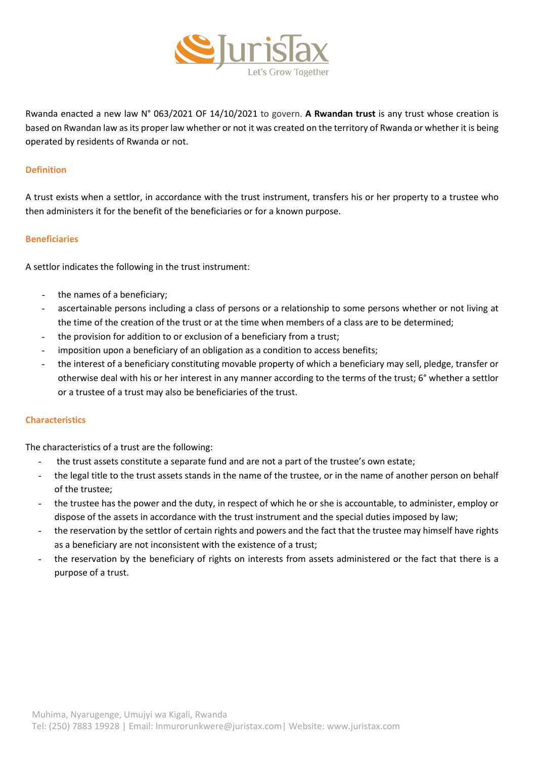Rwanda enacted a new law N° 063/2021 OF 14/10/2021 to govern. **A Rwandan trust** is any trust whose creation is based on Rwandan law as its proper law whether or not it was created on the territory of Rwanda or whether it is being operated by residents of Rwanda or not.

## Definition

A trust exists when a settlor, in accordance with the trust instrument, transfers his or her property to a trustee who then administers it for the benefit of the beneficiaries or for a known purpose.

## Beneficiaries

A settlor indicates the following in the trust instrument:

- the names of a beneficiary;
- ascertainable persons including a class of persons or a relationship to some persons whether or not living at the time of the creation of the trust or at the time when members of a class are to be determined;
- the provision for addition to or exclusion of a beneficiary from a trust;
- imposition upon a beneficiary of an obligation as a condition to access benefits;
- the interest of a beneficiary constituting movable property of which a beneficiary may sell, pledge, transfer or otherwise deal with his or her interest in any manner according to the terms of the trust; 6° whether a settlor or a trustee of a trust may also be beneficiaries of the trust.

## Characteristics

The characteristics of a trust are the following:

- the trust assets constitute a separate fund and are not a part of the trustee's own estate;
- the legal title to the trust assets stands in the name of the trustee, or in the name of another person on behalf of the trustee;
- the trustee has the power and the duty, in respect of which he or she is accountable, to administer, employ or dispose of the assets in accordance with the trust instrument and the special duties imposed by law;
- the reservation by the settlor of certain rights and powers and the fact that the trustee may himself have rights as a beneficiary are not inconsistent with the existence of a trust;
- the reservation by the beneficiary of rights on interests from assets administered or the fact that there is a purpose of a trust.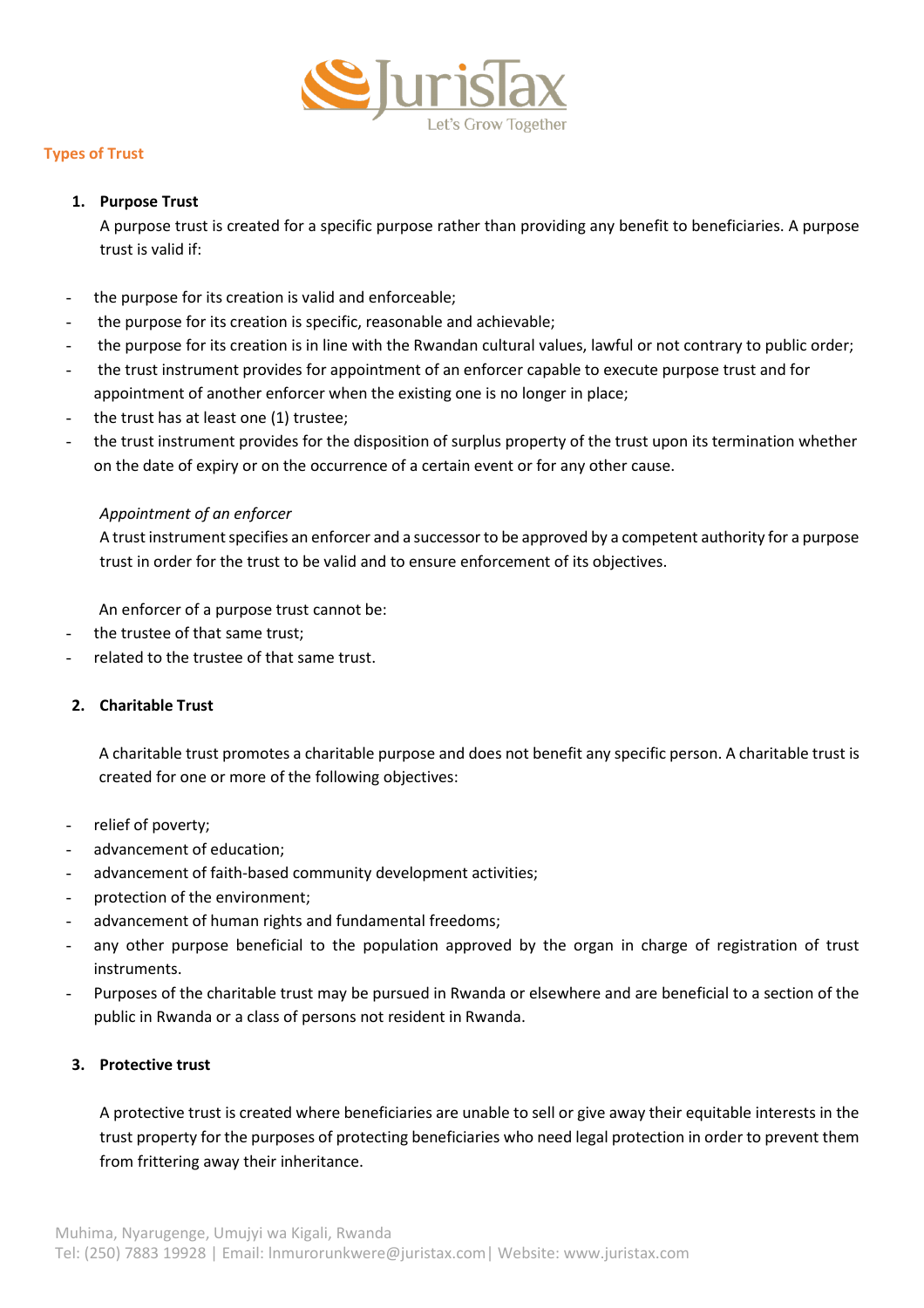## Types of Trust

### 1. Purpose Trust

A purpose trust is created for a specific purpose rather than providing any benefit to beneficiaries. A purpose trust is valid if:

- the purpose for its creation is valid and enforceable;
- the purpose for its creation is specific, reasonable and achievable;
- the purpose for its creation is in line with the Rwandan cultural values, lawful or not contrary to public order;
- the trust instrument provides for appointment of an enforcer capable to execute purpose trust and for appointment of another enforcer when the existing one is no longer in place;
- the trust has at least one (1) trustee;
- the trust instrument provides for the disposition of surplus property of the trust upon its termination whether on the date of expiry or on the occurrence of a certain event or for any other cause.

*Appointment of an enforcer*

A trust instrument specifies an enforcer and a successor to be approved by a competent authority for a purpose trust in order for the trust to be valid and to ensure enforcement of its objectives.

An enforcer of a purpose trust cannot be:

- the trustee of that same trust;
- related to the trustee of that same trust.

### 2. Charitable Trust

A charitable trust promotes a charitable purpose and does not benefit any specific person. A charitable trust is created for one or more of the following objectives:

- relief of poverty;
- advancement of education;
- advancement of faith-based community development activities;
- protection of the environment;
- advancement of human rights and fundamental freedoms;
- any other purpose beneficial to the population approved by the organ in charge of registration of trust instruments.
- Purposes of the charitable trust may be pursued in Rwanda or elsewhere and are beneficial to a section of the public in Rwanda or a class of persons not resident in Rwanda.

### 3. Protective trust

A protective trust is created where beneficiaries are unable to sell or give away their equitable interests in the trust property for the purposes of protecting beneficiaries who need legal protection in order to prevent them from frittering away their inheritance.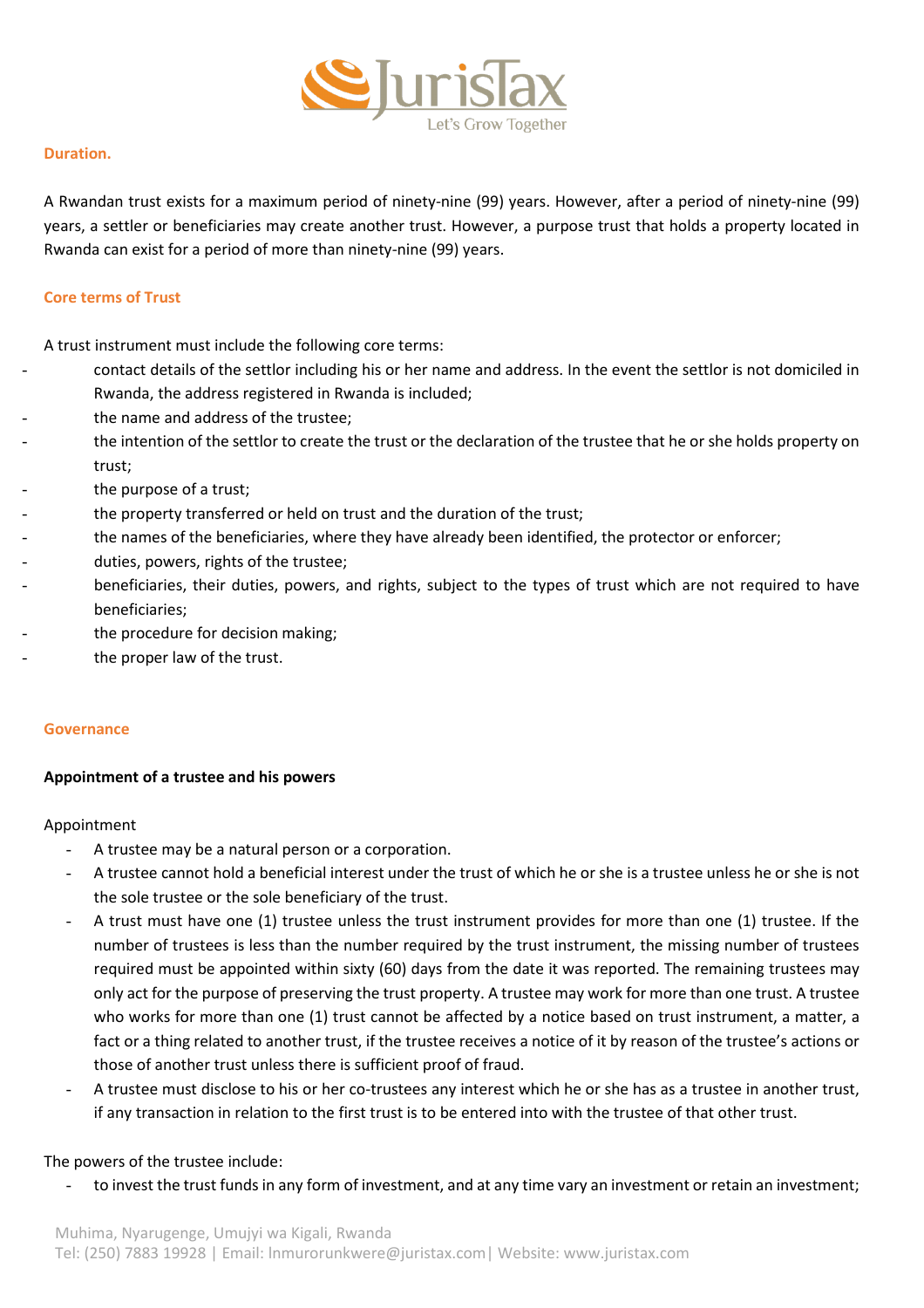## Duration.

A Rwandan trust exists for a maximum period of ninety-nine (99) years. However, after a period of ninety-nine (99) years, a settler or beneficiaries may create another trust. However, a purpose trust that holds a property located in Rwanda can exist for a period of more than ninety-nine (99) years.

## Core terms of Trust

A trust instrument must include the following core terms:

- contact details of the settlor including his or her name and address. In the event the settlor is not domiciled in Rwanda, the address registered in Rwanda is included;
- the name and address of the trustee;
- the intention of the settlor to create the trust or the declaration of the trustee that he or she holds property on trust;
- the purpose of a trust;
- the property transferred or held on trust and the duration of the trust;
- the names of the beneficiaries, where they have already been identified, the protector or enforcer;
- duties, powers, rights of the trustee;
- beneficiaries, their duties, powers, and rights, subject to the types of trust which are not required to have beneficiaries;
- the procedure for decision making;
- the proper law of the trust.

## Governance

### Appointment of a trustee and his powers

Appointment

- A trustee may be a natural person or a corporation.
- A trustee cannot hold a beneficial interest under the trust of which he or she is a trustee unless he or she is not the sole trustee or the sole beneficiary of the trust.
- A trust must have one (1) trustee unless the trust instrument provides for more than one (1) trustee. If the number of trustees is less than the number required by the trust instrument, the missing number of trustees required must be appointed within sixty (60) days from the date it was reported. The remaining trustees may only act for the purpose of preserving the trust property. A trustee may work for more than one trust. A trustee who works for more than one (1) trust cannot be affected by a notice based on trust instrument, a matter, a fact or a thing related to another trust, if the trustee receives a notice of it by reason of the trustee's actions or those of another trust unless there is sufficient proof of fraud.
- A trustee must disclose to his or her co-trustees any interest which he or she has as a trustee in another trust, if any transaction in relation to the first trust is to be entered into with the trustee of that other trust.

The powers of the trustee include:

- to invest the trust funds in any form of investment, and at any time vary an investment or retain an investment;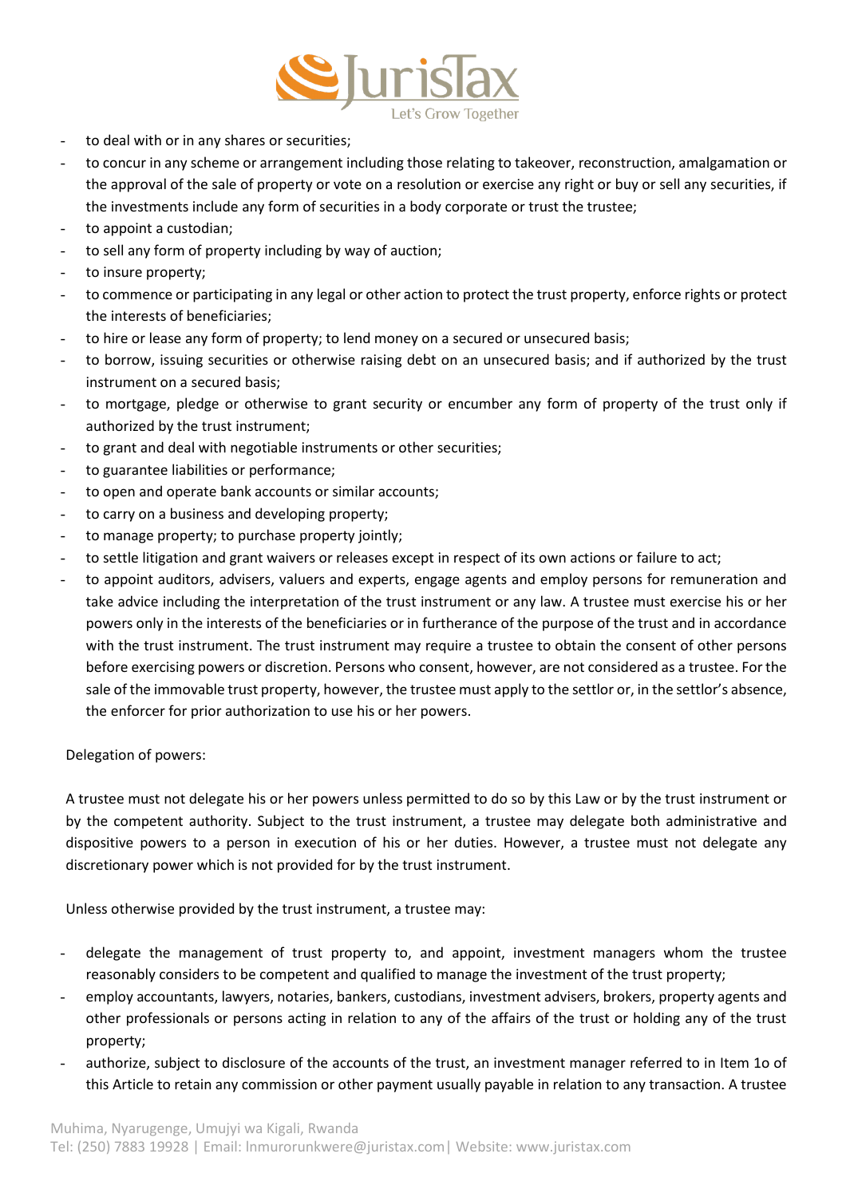- to deal with or in any shares or securities;
- to concur in any scheme or arrangement including those relating to takeover, reconstruction, amalgamation or the approval of the sale of property or vote on a resolution or exercise any right or buy or sell any securities, if the investments include any form of securities in a body corporate or trust the trustee;
- to appoint a custodian;
- to sell any form of property including by way of auction;
- to insure property;
- to commence or participating in any legal or other action to protect the trust property, enforce rights or protect the interests of beneficiaries;
- to hire or lease any form of property; to lend money on a secured or unsecured basis;
- to borrow, issuing securities or otherwise raising debt on an unsecured basis; and if authorized by the trust instrument on a secured basis;
- to mortgage, pledge or otherwise to grant security or encumber any form of property of the trust only if authorized by the trust instrument;
- to grant and deal with negotiable instruments or other securities;
- to guarantee liabilities or performance;
- to open and operate bank accounts or similar accounts;
- to carry on a business and developing property;
- to manage property; to purchase property jointly;
- to settle litigation and grant waivers or releases except in respect of its own actions or failure to act;
- to appoint auditors, advisers, valuers and experts, engage agents and employ persons for remuneration and take advice including the interpretation of the trust instrument or any law. A trustee must exercise his or her powers only in the interests of the beneficiaries or in furtherance of the purpose of the trust and in accordance with the trust instrument. The trust instrument may require a trustee to obtain the consent of other persons before exercising powers or discretion. Persons who consent, however, are not considered as a trustee. For the sale of the immovable trust property, however, the trustee must apply to the settlor or, in the settlor's absence, the enforcer for prior authorization to use his or her powers.

Delegation of powers:

A trustee must not delegate his or her powers unless permitted to do so by this Law or by the trust instrument or by the competent authority. Subject to the trust instrument, a trustee may delegate both administrative and dispositive powers to a person in execution of his or her duties. However, a trustee must not delegate any discretionary power which is not provided for by the trust instrument.

Unless otherwise provided by the trust instrument, a trustee may:

- delegate the management of trust property to, and appoint, investment managers whom the trustee reasonably considers to be competent and qualified to manage the investment of the trust property;
- employ accountants, lawyers, notaries, bankers, custodians, investment advisers, brokers, property agents and other professionals or persons acting in relation to any of the affairs of the trust or holding any of the trust property;
- authorize, subject to disclosure of the accounts of the trust, an investment manager referred to in Item 1o of this Article to retain any commission or other payment usually payable in relation to any transaction. A trustee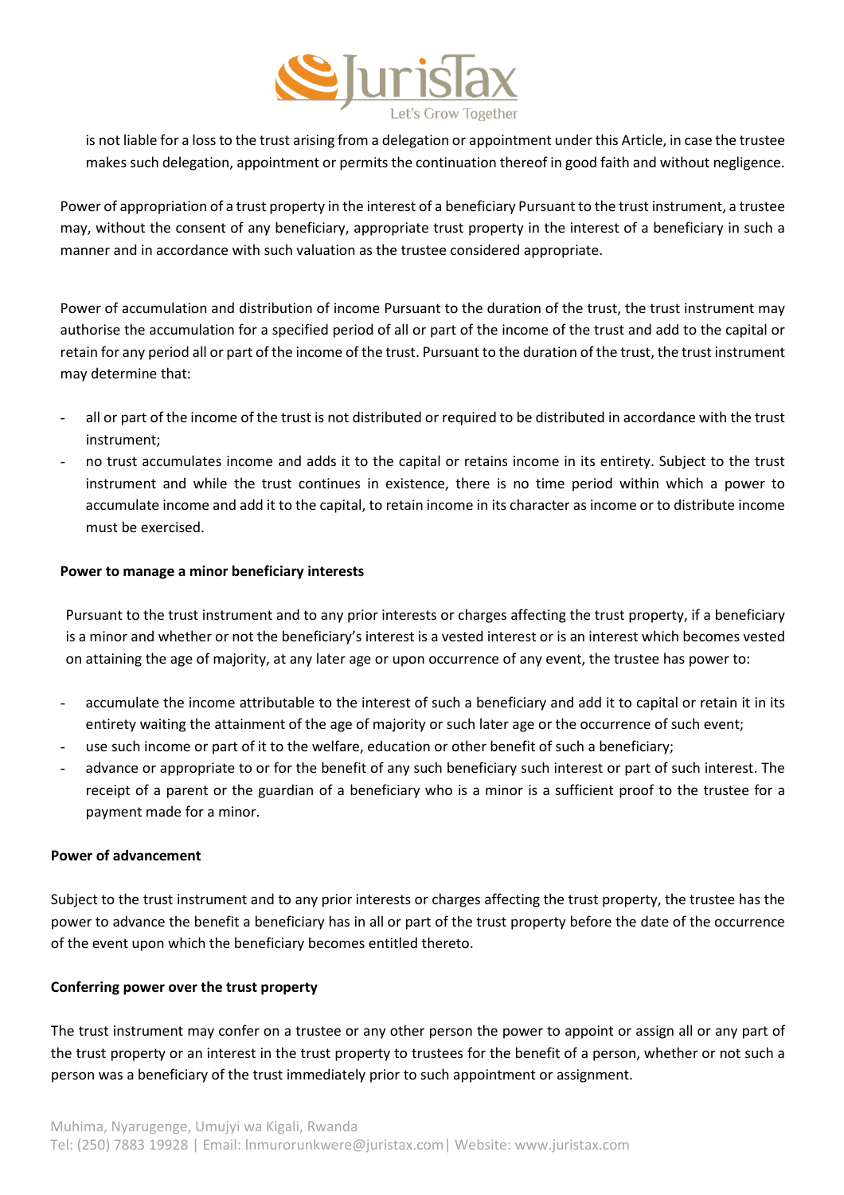is not liable for a loss to the trust arising from a delegation or appointment under this Article, in case the trustee makes such delegation, appointment or permits the continuation thereof in good faith and without negligence.

Power of appropriation of a trust property in the interest of a beneficiary Pursuant to the trust instrument, a trustee may, without the consent of any beneficiary, appropriate trust property in the interest of a beneficiary in such a manner and in accordance with such valuation as the trustee considered appropriate.

Power of accumulation and distribution of income Pursuant to the duration of the trust, the trust instrument may authorise the accumulation for a specified period of all or part of the income of the trust and add to the capital or retain for any period all or part of the income of the trust. Pursuant to the duration of the trust, the trust instrument may determine that:

- all or part of the income of the trust is not distributed or required to be distributed in accordance with the trust instrument;
- no trust accumulates income and adds it to the capital or retains income in its entirety. Subject to the trust instrument and while the trust continues in existence, there is no time period within which a power to accumulate income and add it to the capital, to retain income in its character as income or to distribute income must be exercised.

**Power to manage a minor beneficiary interests**

Pursuant to the trust instrument and to any prior interests or charges affecting the trust property, if a beneficiary is a minor and whether or not the beneficiary's interest is a vested interest or is an interest which becomes vested on attaining the age of majority, at any later age or upon occurrence of any event, the trustee has power to:

- accumulate the income attributable to the interest of such a beneficiary and add it to capital or retain it in its entirety waiting the attainment of the age of majority or such later age or the occurrence of such event;
- use such income or part of it to the welfare, education or other benefit of such a beneficiary;
- advance or appropriate to or for the benefit of any such beneficiary such interest or part of such interest. The receipt of a parent or the guardian of a beneficiary who is a minor is a sufficient proof to the trustee for a payment made for a minor.

**Power of advancement**

Subject to the trust instrument and to any prior interests or charges affecting the trust property, the trustee has the power to advance the benefit a beneficiary has in all or part of the trust property before the date of the occurrence of the event upon which the beneficiary becomes entitled thereto.

**Conferring power over the trust property**

The trust instrument may confer on a trustee or any other person the power to appoint or assign all or any part of the trust property or an interest in the trust property to trustees for the benefit of a person, whether or not such a person was a beneficiary of the trust immediately prior to such appointment or assignment.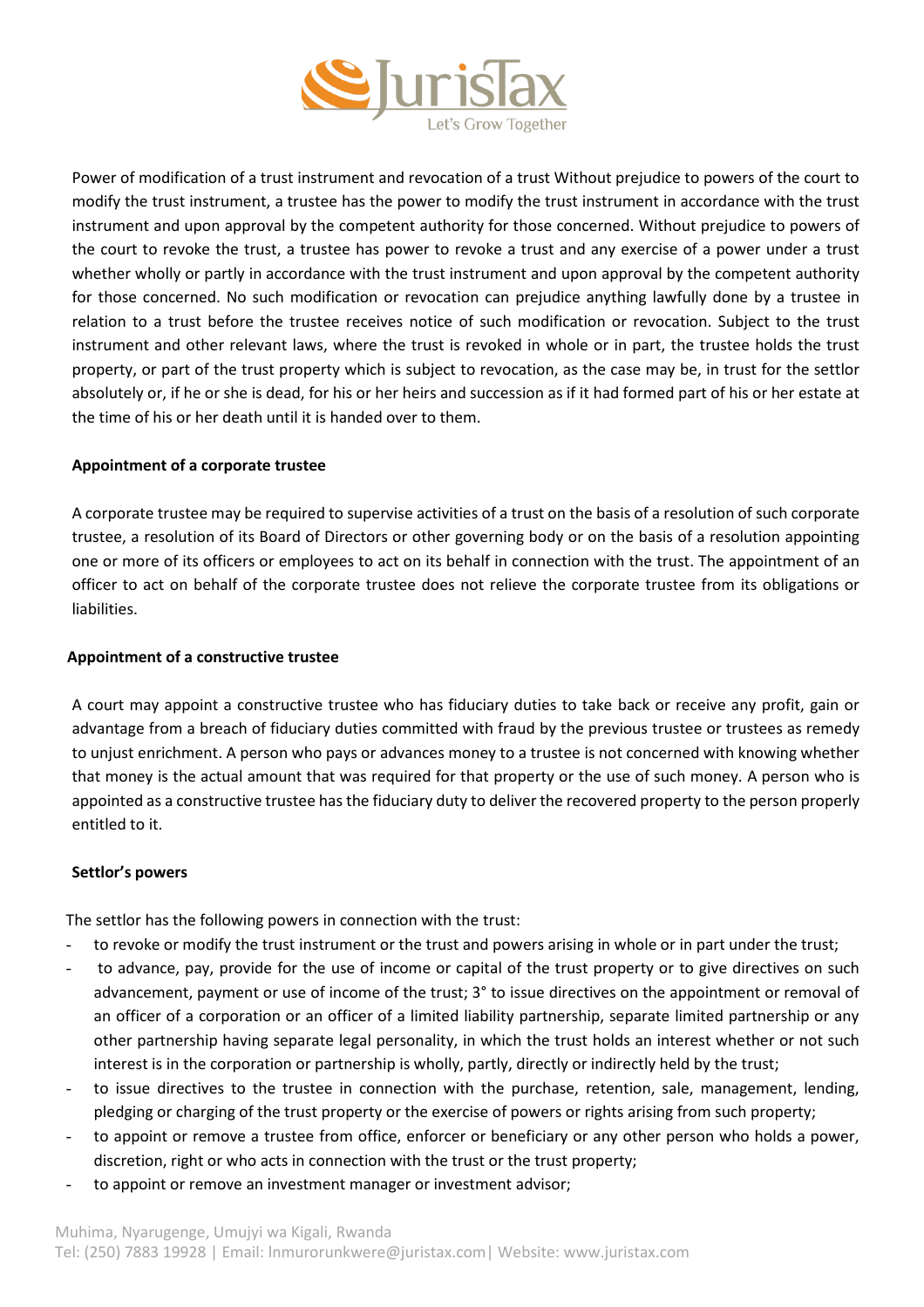Power of modification of a trust instrument and revocation of a trust Without prejudice to powers of the court to modify the trust instrument, a trustee has the power to modify the trust instrument in accordance with the trust instrument and upon approval by the competent authority for those concerned. Without prejudice to powers of the court to revoke the trust, a trustee has power to revoke a trust and any exercise of a power under a trust whether wholly or partly in accordance with the trust instrument and upon approval by the competent authority for those concerned. No such modification or revocation can prejudice anything lawfully done by a trustee in relation to a trust before the trustee receives notice of such modification or revocation. Subject to the trust instrument and other relevant laws, where the trust is revoked in whole or in part, the trustee holds the trust property, or part of the trust property which is subject to revocation, as the case may be, in trust for the settlor absolutely or, if he or she is dead, for his or her heirs and succession as if it had formed part of his or her estate at the time of his or her death until it is handed over to them.

**Appointment of a corporate trustee**

A corporate trustee may be required to supervise activities of a trust on the basis of a resolution of such corporate trustee, a resolution of its Board of Directors or other governing body or on the basis of a resolution appointing one or more of its officers or employees to act on its behalf in connection with the trust. The appointment of an officer to act on behalf of the corporate trustee does not relieve the corporate trustee from its obligations or liabilities.

**Appointment of a constructive trustee**

A court may appoint a constructive trustee who has fiduciary duties to take back or receive any profit, gain or advantage from a breach of fiduciary duties committed with fraud by the previous trustee or trustees as remedy to unjust enrichment. A person who pays or advances money to a trustee is not concerned with knowing whether that money is the actual amount that was required for that property or the use of such money. A person who is appointed as a constructive trustee has the fiduciary duty to deliver the recovered property to the person properly entitled to it.

**Settlor's powers**

The settlor has the following powers in connection with the trust:

- to revoke or modify the trust instrument or the trust and powers arising in whole or in part under the trust;
- to advance, pay, provide for the use of income or capital of the trust property or to give directives on such advancement, payment or use of income of the trust; 3° to issue directives on the appointment or removal of an officer of a corporation or an officer of a limited liability partnership, separate limited partnership or any other partnership having separate legal personality, in which the trust holds an interest whether or not such interest is in the corporation or partnership is wholly, partly, directly or indirectly held by the trust;
- to issue directives to the trustee in connection with the purchase, retention, sale, management, lending, pledging or charging of the trust property or the exercise of powers or rights arising from such property;
- to appoint or remove a trustee from office, enforcer or beneficiary or any other person who holds a power, discretion, right or who acts in connection with the trust or the trust property;
- to appoint or remove an investment manager or investment advisor;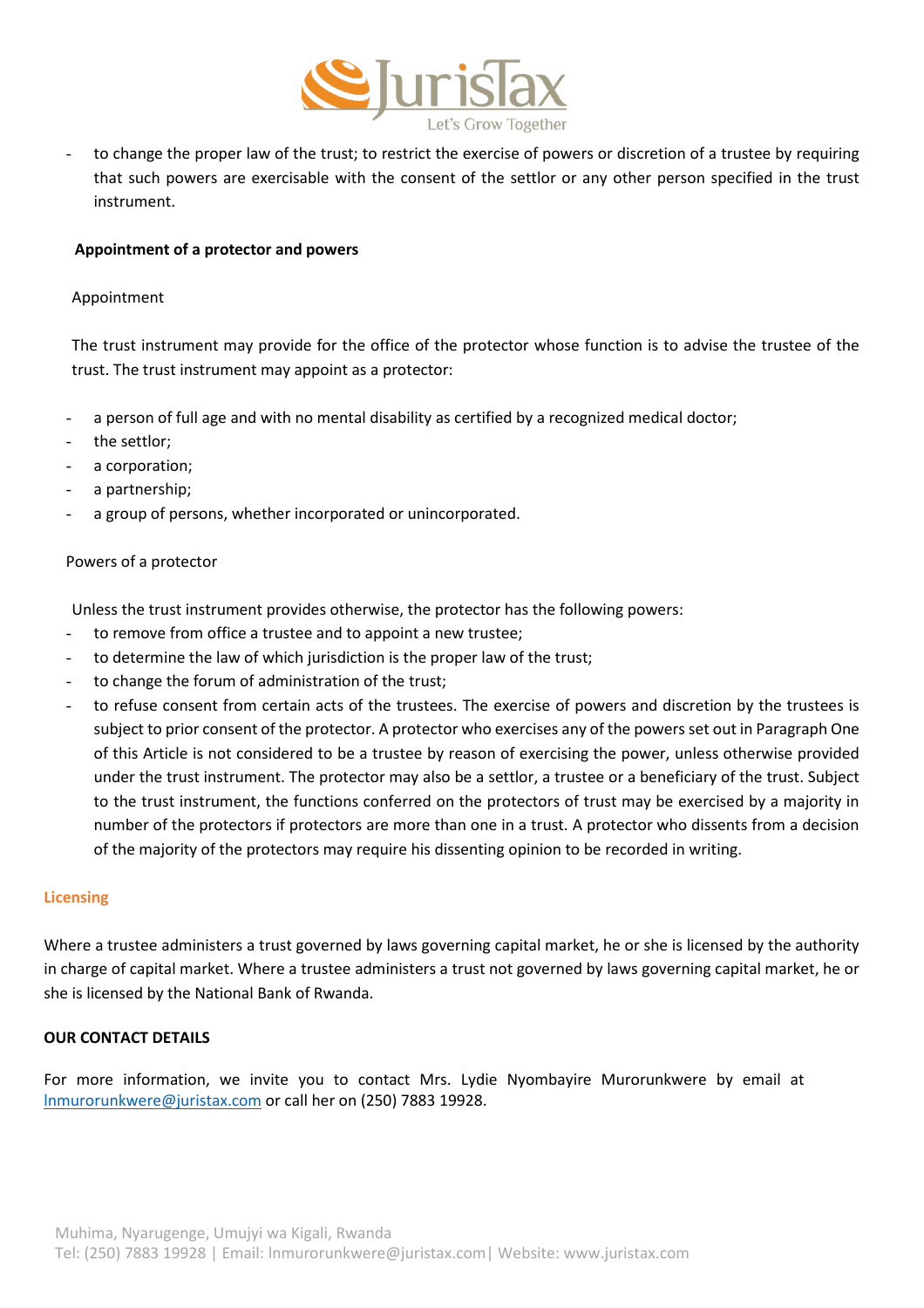- to change the proper law of the trust; to restrict the exercise of powers or discretion of a trustee by requiring that such powers are exercisable with the consent of the settlor or any other person specified in the trust instrument.

**Appointment of a protector and powers**

Appointment

The trust instrument may provide for the office of the protector whose function is to advise the trustee of the trust. The trust instrument may appoint as a protector:

- a person of full age and with no mental disability as certified by a recognized medical doctor;
- the settlor;
- a corporation;
- a partnership;
- a group of persons, whether incorporated or unincorporated.

Powers of a protector

Unless the trust instrument provides otherwise, the protector has the following powers:

- to remove from office a trustee and to appoint a new trustee;
- to determine the law of which jurisdiction is the proper law of the trust;
- to change the forum of administration of the trust;
- to refuse consent from certain acts of the trustees. The exercise of powers and discretion by the trustees is subject to prior consent of the protector. A protector who exercises any of the powers set out in Paragraph One of this Article is not considered to be a trustee by reason of exercising the power, unless otherwise provided under the trust instrument. The protector may also be a settlor, a trustee or a beneficiary of the trust. Subject to the trust instrument, the functions conferred on the protectors of trust may be exercised by a majority in number of the protectors if protectors are more than one in a trust. A protector who dissents from a decision of the majority of the protectors may require his dissenting opinion to be recorded in writing.

## Licensing

Where a trustee administers a trust governed by laws governing capital market, he or she is licensed by the authority in charge of capital market. Where a trustee administers a trust not governed by laws governing capital market, he or she is licensed by the National Bank of Rwanda.

**OUR CONTACT DETAILS**

For more information, we invite you to contact Mrs. Lydie Nyombayire Murorunkwere by email at lnmurorunkwere@juristax.com or call her on (250) 7883 19928.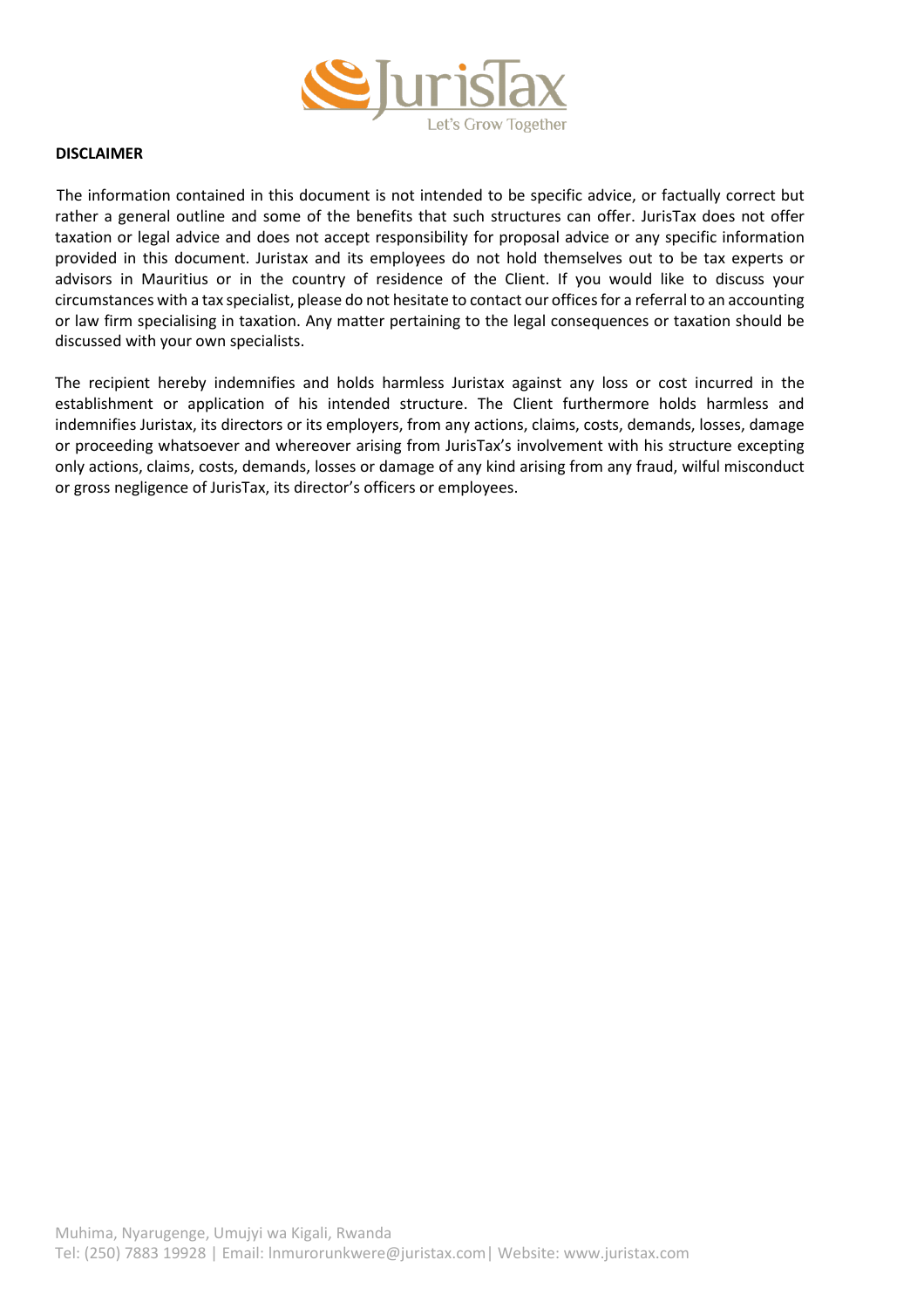**DISCLAIMER**

The information contained in this document is not intended to be specific advice, or factually correct but rather a general outline and some of the benefits that such structures can offer. JurisTax does not offer taxation or legal advice and does not accept responsibility for proposal advice or any specific information provided in this document. Juristax and its employees do not hold themselves out to be tax experts or advisors in Mauritius or in the country of residence of the Client. If you would like to discuss your circumstances with a tax specialist, please do not hesitate to contact our offices for a referral to an accounting or law firm specialising in taxation. Any matter pertaining to the legal consequences or taxation should be discussed with your own specialists.

The recipient hereby indemnifies and holds harmless Juristax against any loss or cost incurred in the establishment or application of his intended structure. The Client furthermore holds harmless and indemnifies Juristax, its directors or its employers, from any actions, claims, costs, demands, losses, damage or proceeding whatsoever and whereover arising from JurisTax's involvement with his structure excepting only actions, claims, costs, demands, losses or damage of any kind arising from any fraud, wilful misconduct or gross negligence of JurisTax, its director's officers or employees.